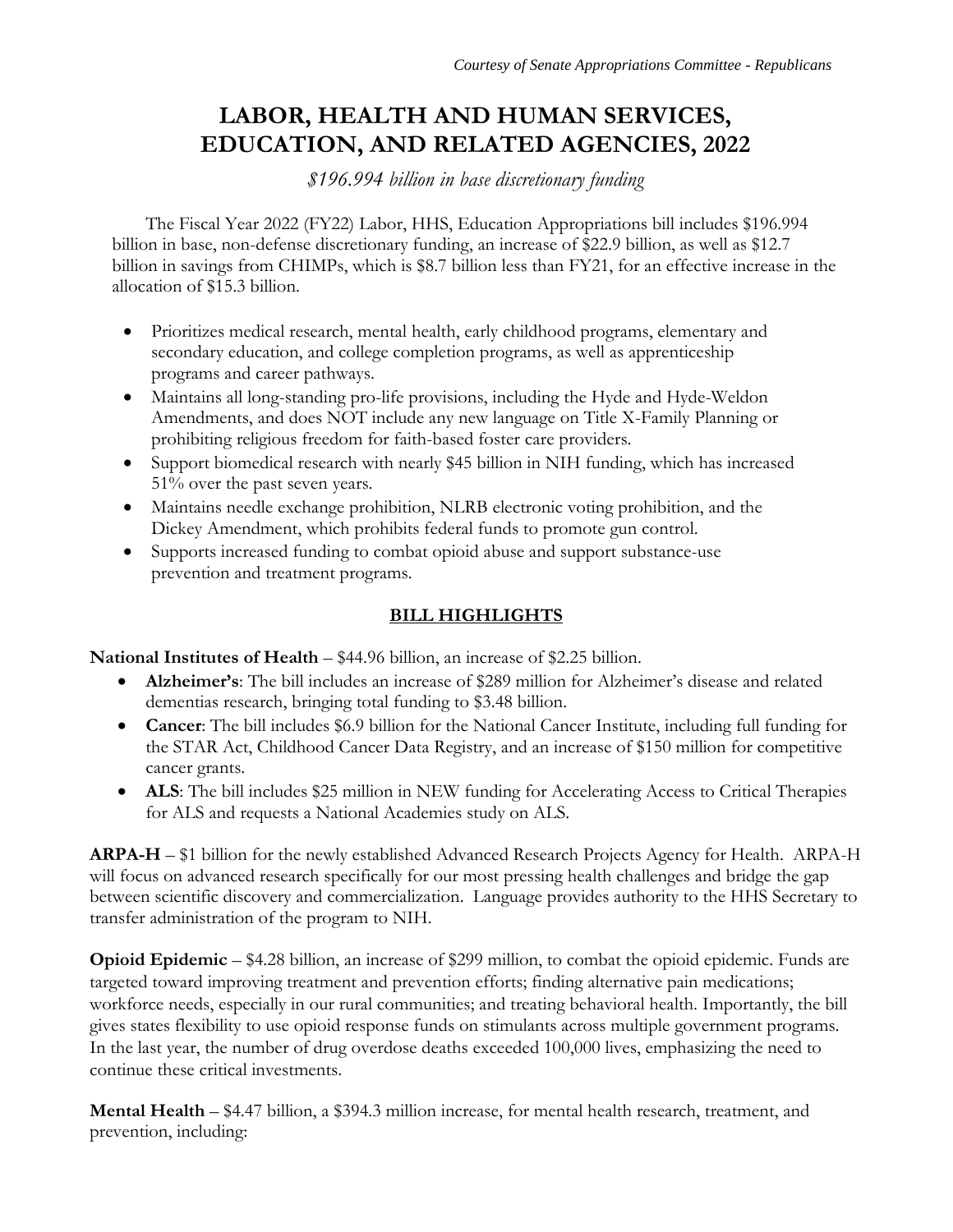*Courtesy of Senate Appropriations Committee - Republicans*

# LABOR, HEALTH AND HUMAN SERVICES, EDUCATION, AND RELATED AGENCIES, 2022

*$196.994 billion in base discretionary funding*

The Fiscal Year 2022 (FY22) Labor, HHS, Education Appropriations bill includes $196.994 billion in base, non-defense discretionary funding, an increase of $22.9 billion, as well as $12.7 billion in savings from CHIMPs, which is $8.7 billion less than FY21, for an effective increase in the allocation of $15.3 billion.

- Prioritizes medical research, mental health, early childhood programs, elementary and secondary education, and college completion programs, as well as apprenticeship programs and career pathways.
- Maintains all long-standing pro-life provisions, including the Hyde and Hyde-Weldon Amendments, and does NOT include any new language on Title X-Family Planning or prohibiting religious freedom for faith-based foster care providers.
- Support biomedical research with nearly $45 billion in NIH funding, which has increased 51% over the past seven years.
- Maintains needle exchange prohibition, NLRB electronic voting prohibition, and the Dickey Amendment, which prohibits federal funds to promote gun control.
- Supports increased funding to combat opioid abuse and support substance-use prevention and treatment programs.

## BILL HIGHLIGHTS

**National Institutes of Health** – $44.96 billion, an increase of $2.25 billion.

- **Alzheimer's**: The bill includes an increase of $289 million for Alzheimer's disease and related dementias research, bringing total funding to $3.48 billion.
- **Cancer**: The bill includes $6.9 billion for the National Cancer Institute, including full funding for the STAR Act, Childhood Cancer Data Registry, and an increase of $150 million for competitive cancer grants.
- **ALS**: The bill includes $25 million in NEW funding for Accelerating Access to Critical Therapies for ALS and requests a National Academies study on ALS.

**ARPA-H** – $1 billion for the newly established Advanced Research Projects Agency for Health. ARPA-H will focus on advanced research specifically for our most pressing health challenges and bridge the gap between scientific discovery and commercialization. Language provides authority to the HHS Secretary to transfer administration of the program to NIH.

**Opioid Epidemic** – $4.28 billion, an increase of $299 million, to combat the opioid epidemic. Funds are targeted toward improving treatment and prevention efforts; finding alternative pain medications; workforce needs, especially in our rural communities; and treating behavioral health. Importantly, the bill gives states flexibility to use opioid response funds on stimulants across multiple government programs. In the last year, the number of drug overdose deaths exceeded 100,000 lives, emphasizing the need to continue these critical investments.

**Mental Health** – $4.47 billion, a $394.3 million increase, for mental health research, treatment, and prevention, including: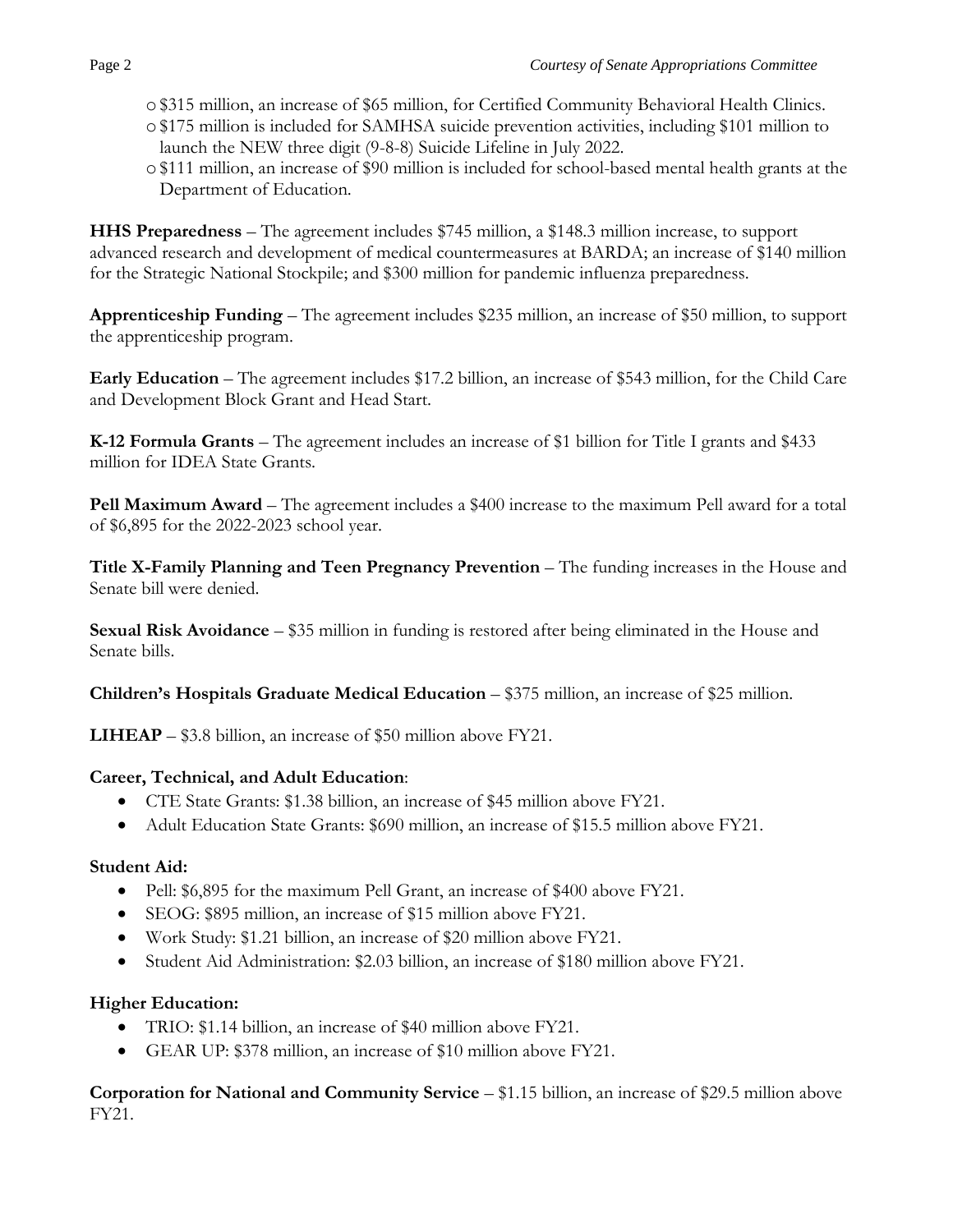- $315 million, an increase of $65 million, for Certified Community Behavioral Health Clinics.
- $175 million is included for SAMHSA suicide prevention activities, including $101 million to launch the NEW three digit (9-8-8) Suicide Lifeline in July 2022.
- $111 million, an increase of $90 million is included for school-based mental health grants at the Department of Education.

**HHS Preparedness** – The agreement includes $745 million, a $148.3 million increase, to support advanced research and development of medical countermeasures at BARDA; an increase of $140 million for the Strategic National Stockpile; and $300 million for pandemic influenza preparedness.

**Apprenticeship Funding** – The agreement includes $235 million, an increase of $50 million, to support the apprenticeship program.

**Early Education** – The agreement includes $17.2 billion, an increase of $543 million, for the Child Care and Development Block Grant and Head Start.

**K-12 Formula Grants** – The agreement includes an increase of $1 billion for Title I grants and $433 million for IDEA State Grants.

**Pell Maximum Award** – The agreement includes a $400 increase to the maximum Pell award for a total of $6,895 for the 2022-2023 school year.

**Title X-Family Planning and Teen Pregnancy Prevention** – The funding increases in the House and Senate bill were denied.

**Sexual Risk Avoidance** – $35 million in funding is restored after being eliminated in the House and Senate bills.

**Children's Hospitals Graduate Medical Education** – $375 million, an increase of $25 million.

**LIHEAP** – $3.8 billion, an increase of $50 million above FY21.

**Career, Technical, and Adult Education**:

- CTE State Grants: $1.38 billion, an increase of $45 million above FY21.
- Adult Education State Grants: $690 million, an increase of $15.5 million above FY21.

**Student Aid:**

- Pell: $6,895 for the maximum Pell Grant, an increase of $400 above FY21.
- SEOG: $895 million, an increase of $15 million above FY21.
- Work Study: $1.21 billion, an increase of $20 million above FY21.
- Student Aid Administration: $2.03 billion, an increase of $180 million above FY21.

**Higher Education:**

- TRIO: $1.14 billion, an increase of $40 million above FY21.
- GEAR UP: $378 million, an increase of $10 million above FY21.

**Corporation for National and Community Service** – $1.15 billion, an increase of $29.5 million above FY21.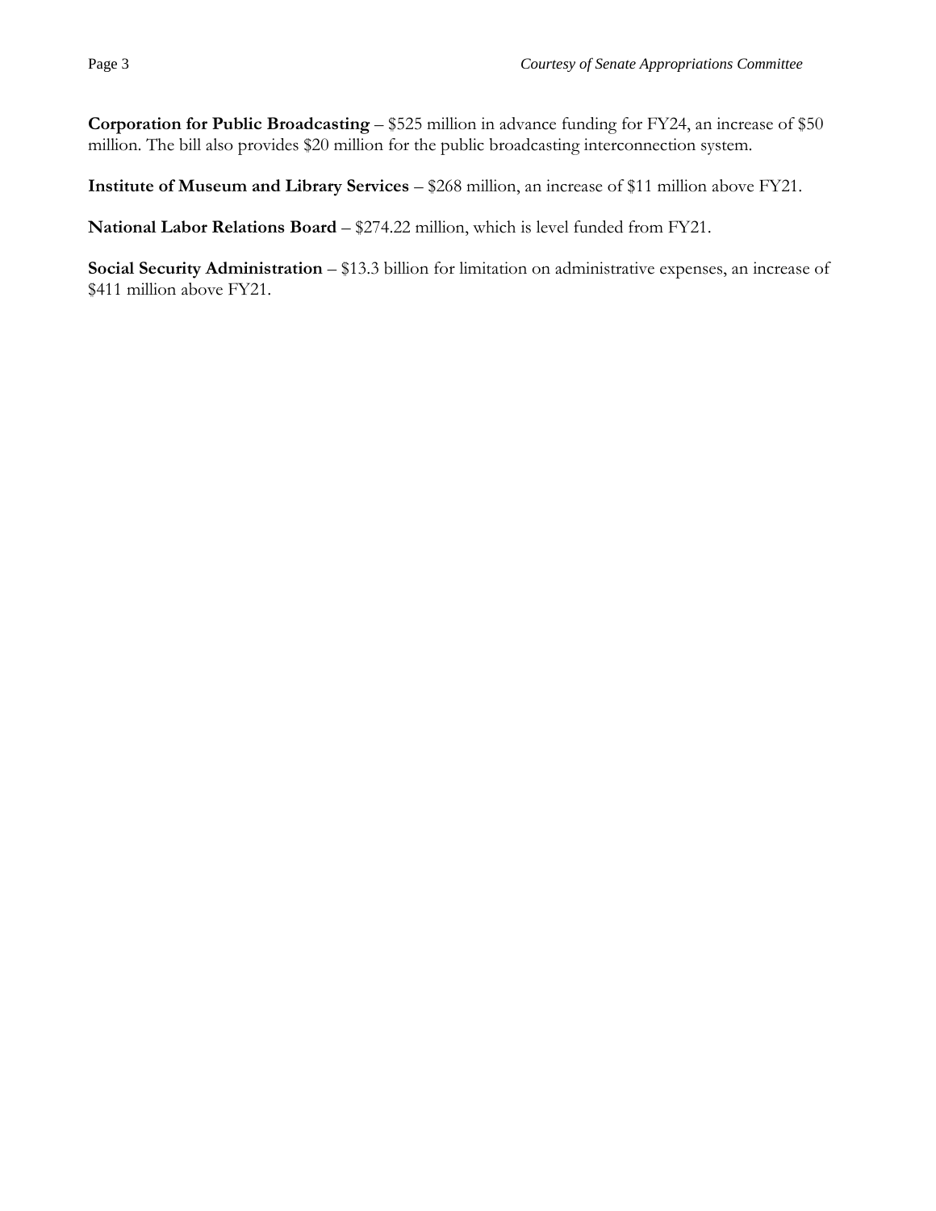**Corporation for Public Broadcasting** – $525 million in advance funding for FY24, an increase of $50 million. The bill also provides $20 million for the public broadcasting interconnection system.

**Institute of Museum and Library Services** – $268 million, an increase of $11 million above FY21.

**National Labor Relations Board** – $274.22 million, which is level funded from FY21.

**Social Security Administration** – $13.3 billion for limitation on administrative expenses, an increase of $411 million above FY21.